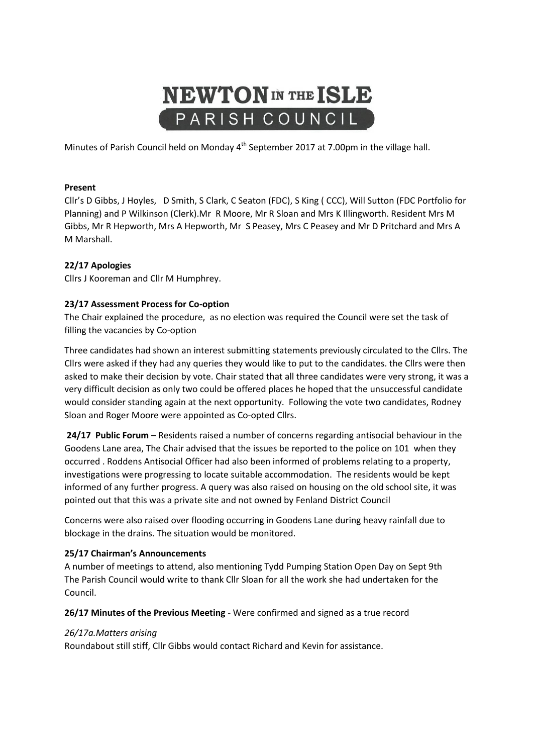# NEWTON IN THE ISLE PARISH COUNCIL

Minutes of Parish Council held on Monday 4th September 2017 at 7.00pm in the village hall.

**Present**

Cllr's D Gibbs, J Hoyles, D Smith, S Clark, C Seaton (FDC), S King ( CCC), Will Sutton (FDC Portfolio for Planning) and P Wilkinson (Clerk).Mr R Moore, Mr R Sloan and Mrs K Illingworth. Resident Mrs M Gibbs, Mr R Hepworth, Mrs A Hepworth, Mr S Peasey, Mrs C Peasey and Mr D Pritchard and Mrs A M Marshall.

**22/17 Apologies**

Cllrs J Kooreman and Cllr M Humphrey.

**23/17 Assessment Process for Co-option**

The Chair explained the procedure, as no election was required the Council were set the task of filling the vacancies by Co-option

Three candidates had shown an interest submitting statements previously circulated to the Cllrs. The Cllrs were asked if they had any queries they would like to put to the candidates. the Cllrs were then asked to make their decision by vote. Chair stated that all three candidates were very strong, it was a very difficult decision as only two could be offered places he hoped that the unsuccessful candidate would consider standing again at the next opportunity. Following the vote two candidates, Rodney Sloan and Roger Moore were appointed as Co-opted Cllrs.

**24/17 Public Forum** – Residents raised a number of concerns regarding antisocial behaviour in the Goodens Lane area, The Chair advised that the issues be reported to the police on 101 when they occurred . Roddens Antisocial Officer had also been informed of problems relating to a property, investigations were progressing to locate suitable accommodation. The residents would be kept informed of any further progress. A query was also raised on housing on the old school site, it was pointed out that this was a private site and not owned by Fenland District Council

Concerns were also raised over flooding occurring in Goodens Lane during heavy rainfall due to blockage in the drains. The situation would be monitored.

**25/17 Chairman's Announcements**

A number of meetings to attend, also mentioning Tydd Pumping Station Open Day on Sept 9th
The Parish Council would write to thank Cllr Sloan for all the work she had undertaken for the Council.

**26/17 Minutes of the Previous Meeting** - Were confirmed and signed as a true record

*26/17a.Matters arising*

Roundabout still stiff, Cllr Gibbs would contact Richard and Kevin for assistance.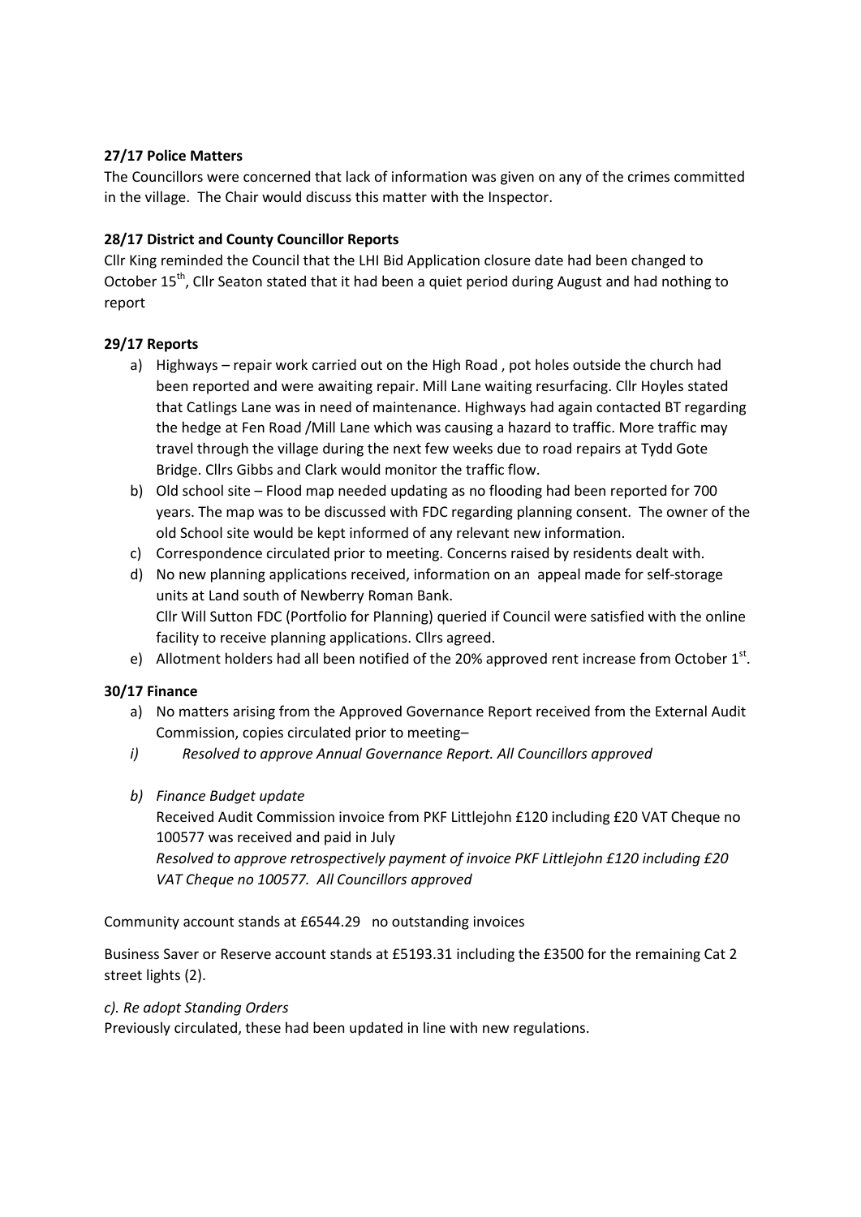**27/17 Police Matters**

The Councillors were concerned that lack of information was given on any of the crimes committed in the village. The Chair would discuss this matter with the Inspector.

**28/17 District and County Councillor Reports**

Cllr King reminded the Council that the LHI Bid Application closure date had been changed to October 15th, Cllr Seaton stated that it had been a quiet period during August and had nothing to report

**29/17 Reports**

a) Highways – repair work carried out on the High Road , pot holes outside the church had been reported and were awaiting repair. Mill Lane waiting resurfacing. Cllr Hoyles stated that Catlings Lane was in need of maintenance. Highways had again contacted BT regarding the hedge at Fen Road /Mill Lane which was causing a hazard to traffic. More traffic may travel through the village during the next few weeks due to road repairs at Tydd Gote Bridge. Cllrs Gibbs and Clark would monitor the traffic flow.
b) Old school site – Flood map needed updating as no flooding had been reported for 700 years. The map was to be discussed with FDC regarding planning consent. The owner of the old School site would be kept informed of any relevant new information.
c) Correspondence circulated prior to meeting. Concerns raised by residents dealt with.
d) No new planning applications received, information on an appeal made for self-storage units at Land south of Newberry Roman Bank.
   Cllr Will Sutton FDC (Portfolio for Planning) queried if Council were satisfied with the online facility to receive planning applications. Cllrs agreed.
e) Allotment holders had all been notified of the 20% approved rent increase from October 1st.

**30/17 Finance**

a) No matters arising from the Approved Governance Report received from the External Audit Commission, copies circulated prior to meeting–
*i) Resolved to approve Annual Governance Report. All Councillors approved*

*b) Finance Budget update*

Received Audit Commission invoice from PKF Littlejohn £120 including £20 VAT Cheque no 100577 was received and paid in July

*Resolved to approve retrospectively payment of invoice PKF Littlejohn £120 including £20 VAT Cheque no 100577. All Councillors approved*

Community account stands at £6544.29 no outstanding invoices

Business Saver or Reserve account stands at £5193.31 including the £3500 for the remaining Cat 2 street lights (2).

*c). Re adopt Standing Orders*

Previously circulated, these had been updated in line with new regulations.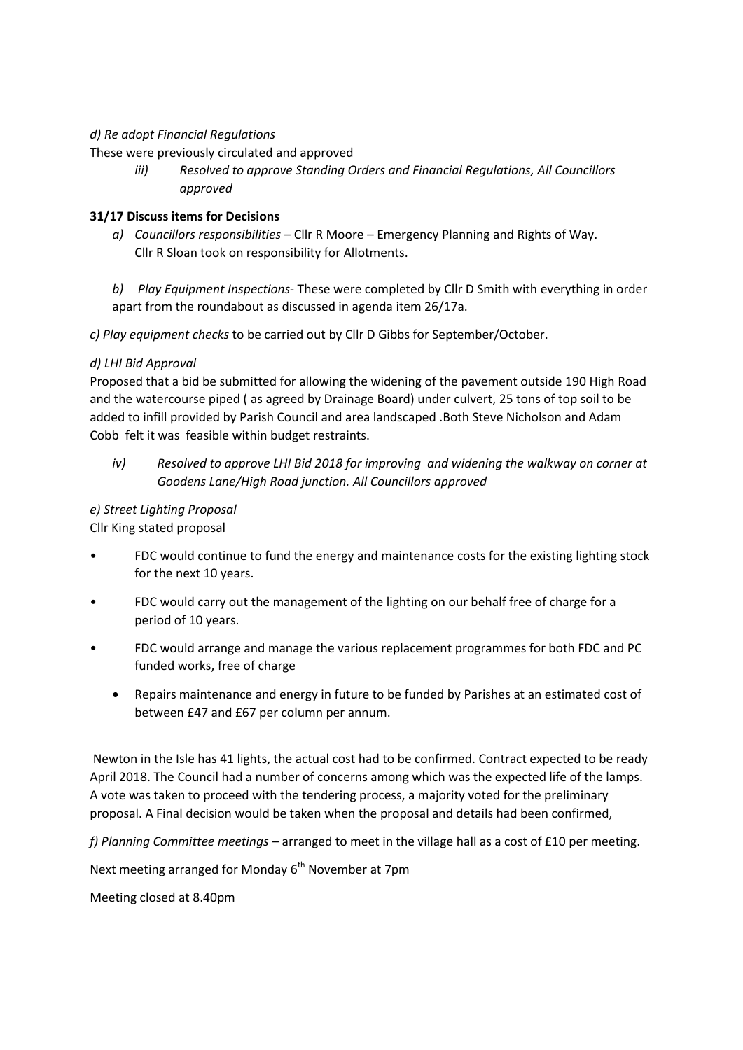*d) Re adopt Financial Regulations*

These were previously circulated and approved

> *iii) Resolved to approve Standing Orders and Financial Regulations, All Councillors approved*

**31/17 Discuss items for Decisions**

*a) Councillors responsibilities* – Cllr R Moore – Emergency Planning and Rights of Way. Cllr R Sloan took on responsibility for Allotments.

*b) Play Equipment Inspections*- These were completed by Cllr D Smith with everything in order apart from the roundabout as discussed in agenda item 26/17a.

*c) Play equipment checks* to be carried out by Cllr D Gibbs for September/October.

*d) LHI Bid Approval*

Proposed that a bid be submitted for allowing the widening of the pavement outside 190 High Road and the watercourse piped ( as agreed by Drainage Board) under culvert, 25 tons of top soil to be added to infill provided by Parish Council and area landscaped .Both Steve Nicholson and Adam Cobb felt it was feasible within budget restraints.

> *iv) Resolved to approve LHI Bid 2018 for improving and widening the walkway on corner at Goodens Lane/High Road junction. All Councillors approved*

*e) Street Lighting Proposal*

Cllr King stated proposal

- FDC would continue to fund the energy and maintenance costs for the existing lighting stock for the next 10 years.
- FDC would carry out the management of the lighting on our behalf free of charge for a period of 10 years.
- FDC would arrange and manage the various replacement programmes for both FDC and PC funded works, free of charge
  - Repairs maintenance and energy in future to be funded by Parishes at an estimated cost of between £47 and £67 per column per annum.

Newton in the Isle has 41 lights, the actual cost had to be confirmed. Contract expected to be ready April 2018. The Council had a number of concerns among which was the expected life of the lamps. A vote was taken to proceed with the tendering process, a majority voted for the preliminary proposal. A Final decision would be taken when the proposal and details had been confirmed,

*f) Planning Committee meetings* – arranged to meet in the village hall as a cost of £10 per meeting.

Next meeting arranged for Monday 6th November at 7pm

Meeting closed at 8.40pm